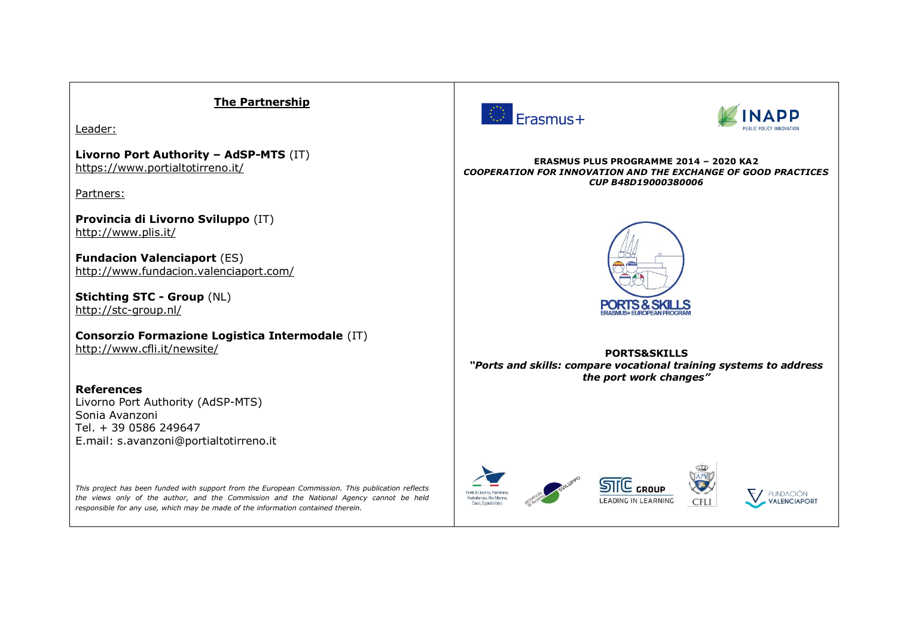## The Partnership

Leader:

**Livorno Port Authority – AdSP-MTS** (IT)
https://www.portialtotirreno.it/

Partners:

**Provincia di Livorno Sviluppo** (IT)
http://www.plis.it/

**Fundacion Valenciaport** (ES)
http://www.fundacion.valenciaport.com/

**Stichting STC - Group** (NL)
http://stc-group.nl/

**Consorzio Formazione Logistica Intermodale** (IT)
http://www.cfli.it/newsite/

**References**
Livorno Port Authority (AdSP-MTS)
Sonia Avanzoni
Tel. + 39 0586 249647
E.mail: s.avanzoni@portialtotirreno.it

*This project has been funded with support from the European Commission. This publication reflects the views only of the author, and the Commission and the National Agency cannot be held responsible for any use, which may be made of the information contained therein.*

Erasmus+

INAPP PUBLIC POLICY INNOVATION

**ERASMUS PLUS PROGRAMME 2014 – 2020 KA2**
***COOPERATION FOR INNOVATION AND THE EXCHANGE OF GOOD PRACTICES***
***CUP B48D19000380006***

PORTS & SKILLS
ERASMUS+ EUROPEAN PROGRAM

**PORTS&SKILLS**
***"Ports and skills: compare vocational training systems to address the port work changes"***

Porti di Livorno, Piombino, Portoferraio, Rio Marina, Cavo, Capraia Isola

provincia di livorno SVILUPPO

STC GROUP LEADING IN LEARNING

CFLI

FUNDACIÓN VALENCIAPORT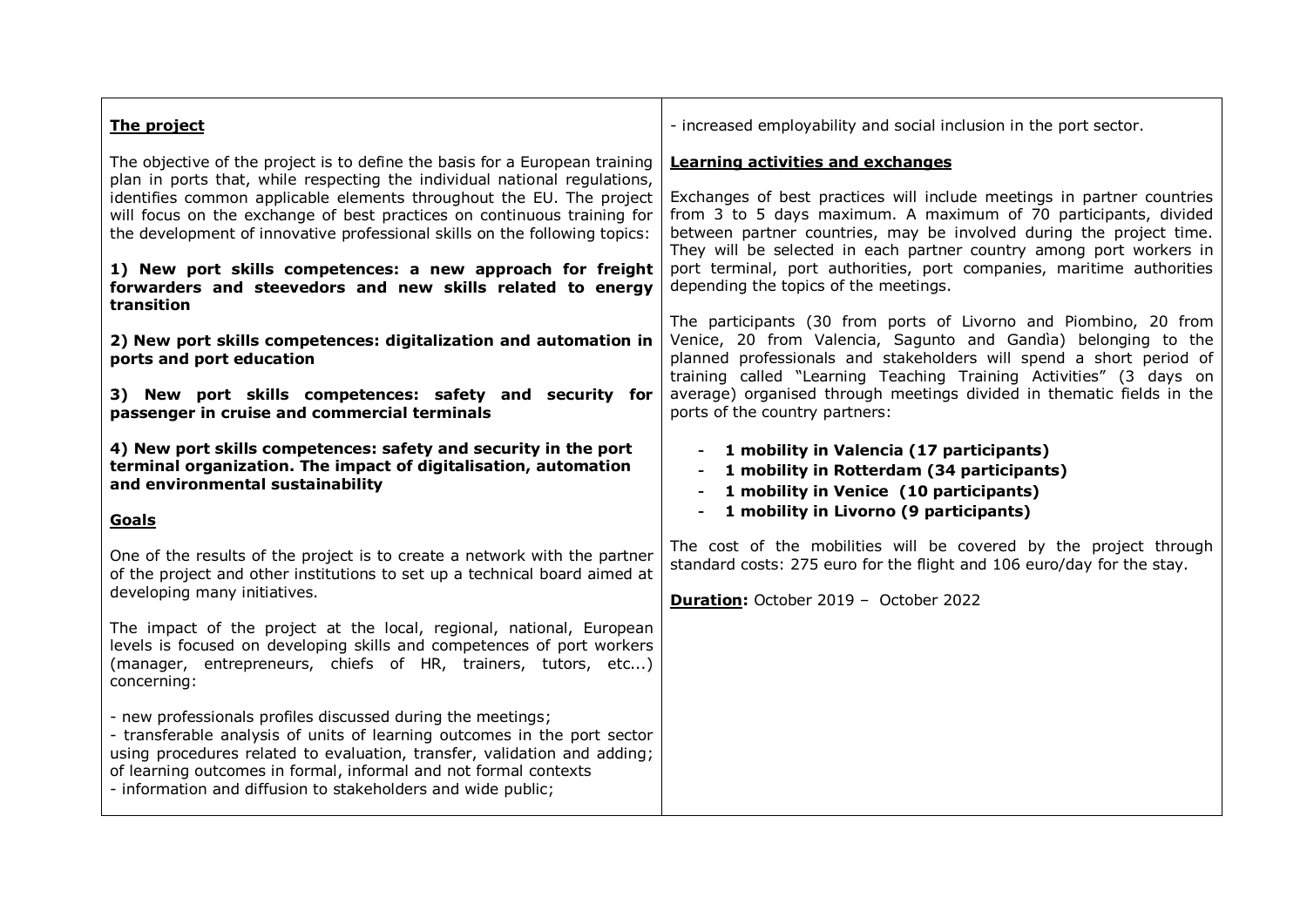**The project**

The objective of the project is to define the basis for a European training plan in ports that, while respecting the individual national regulations, identifies common applicable elements throughout the EU. The project will focus on the exchange of best practices on continuous training for the development of innovative professional skills on the following topics:

**1) New port skills competences: a new approach for freight forwarders and steevedors and new skills related to energy transition**

**2) New port skills competences: digitalization and automation in ports and port education**

**3) New port skills competences: safety and security for passenger in cruise and commercial terminals**

**4) New port skills competences: safety and security in the port terminal organization. The impact of digitalisation, automation and environmental sustainability**

**Goals**

One of the results of the project is to create a network with the partner of the project and other institutions to set up a technical board aimed at developing many initiatives.

The impact of the project at the local, regional, national, European levels is focused on developing skills and competences of port workers (manager, entrepreneurs, chiefs of HR, trainers, tutors, etc...) concerning:

- new professionals profiles discussed during the meetings;
- transferable analysis of units of learning outcomes in the port sector using procedures related to evaluation, transfer, validation and adding; of learning outcomes in formal, informal and not formal contexts
- information and diffusion to stakeholders and wide public;
- increased employability and social inclusion in the port sector.

**Learning activities and exchanges**

Exchanges of best practices will include meetings in partner countries from 3 to 5 days maximum. A maximum of 70 participants, divided between partner countries, may be involved during the project time. They will be selected in each partner country among port workers in port terminal, port authorities, port companies, maritime authorities depending the topics of the meetings.

The participants (30 from ports of Livorno and Piombino, 20 from Venice, 20 from Valencia, Sagunto and Gandìa) belonging to the planned professionals and stakeholders will spend a short period of training called "Learning Teaching Training Activities" (3 days on average) organised through meetings divided in thematic fields in the ports of the country partners:

- **1 mobility in Valencia (17 participants)**
- **1 mobility in Rotterdam (34 participants)**
- **1 mobility in Venice (10 participants)**
- **1 mobility in Livorno (9 participants)**

The cost of the mobilities will be covered by the project through standard costs: 275 euro for the flight and 106 euro/day for the stay.

**Duration:** October 2019 – October 2022